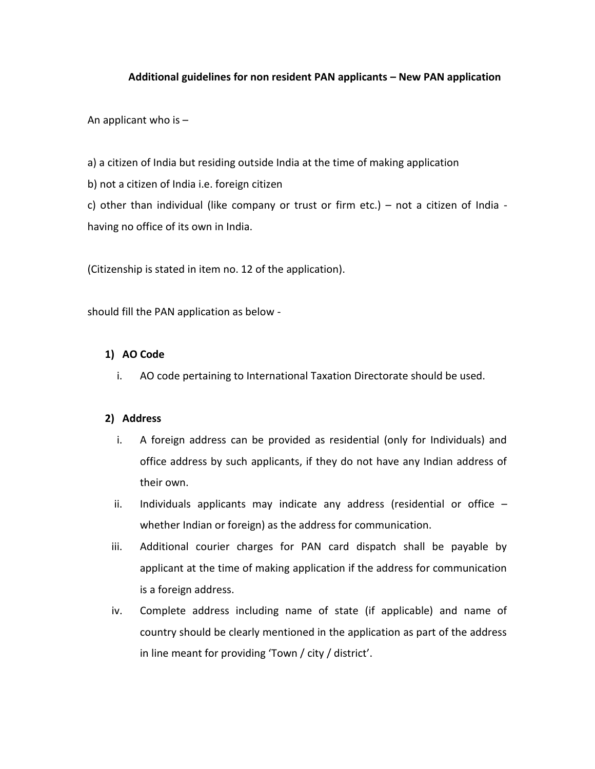**Additional guidelines for non resident PAN applicants – New PAN application**

An applicant who is –

a) a citizen of India but residing outside India at the time of making application

b) not a citizen of India i.e. foreign citizen

c) other than individual (like company or trust or firm etc.) – not a citizen of India - having no office of its own in India.

(Citizenship is stated in item no. 12 of the application).

should fill the PAN application as below -

**1) AO Code**

i. AO code pertaining to International Taxation Directorate should be used.

**2) Address**

i. A foreign address can be provided as residential (only for Individuals) and office address by such applicants, if they do not have any Indian address of their own.

ii. Individuals applicants may indicate any address (residential or office – whether Indian or foreign) as the address for communication.

iii. Additional courier charges for PAN card dispatch shall be payable by applicant at the time of making application if the address for communication is a foreign address.

iv. Complete address including name of state (if applicable) and name of country should be clearly mentioned in the application as part of the address in line meant for providing 'Town / city / district'.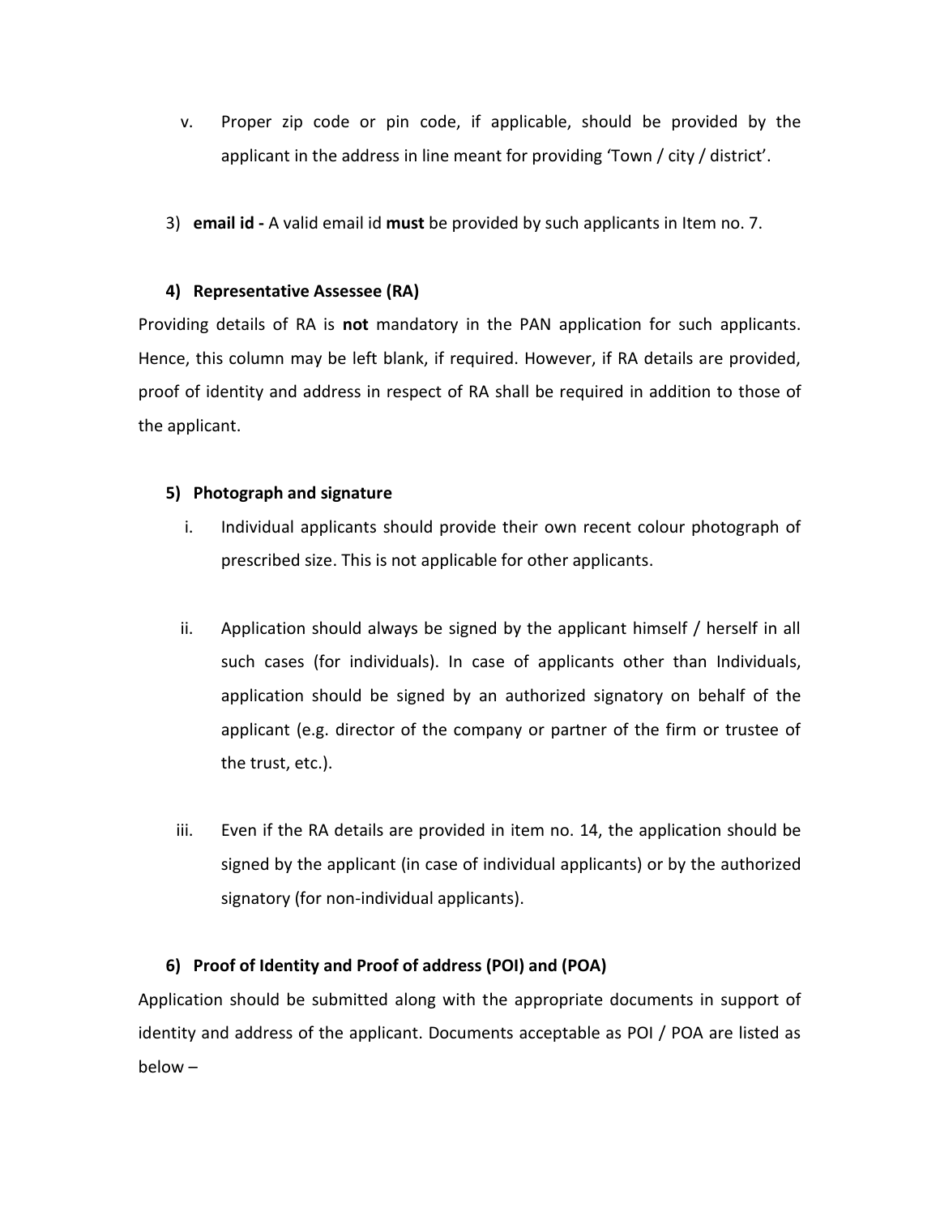v. Proper zip code or pin code, if applicable, should be provided by the applicant in the address in line meant for providing 'Town / city / district'.

3) **email id -** A valid email id **must** be provided by such applicants in Item no. 7.

#### 4) Representative Assessee (RA)

Providing details of RA is **not** mandatory in the PAN application for such applicants. Hence, this column may be left blank, if required. However, if RA details are provided, proof of identity and address in respect of RA shall be required in addition to those of the applicant.

#### 5) Photograph and signature

i. Individual applicants should provide their own recent colour photograph of prescribed size. This is not applicable for other applicants.

ii. Application should always be signed by the applicant himself / herself in all such cases (for individuals). In case of applicants other than Individuals, application should be signed by an authorized signatory on behalf of the applicant (e.g. director of the company or partner of the firm or trustee of the trust, etc.).

iii. Even if the RA details are provided in item no. 14, the application should be signed by the applicant (in case of individual applicants) or by the authorized signatory (for non-individual applicants).

#### 6) Proof of Identity and Proof of address (POI) and (POA)

Application should be submitted along with the appropriate documents in support of identity and address of the applicant. Documents acceptable as POI / POA are listed as below –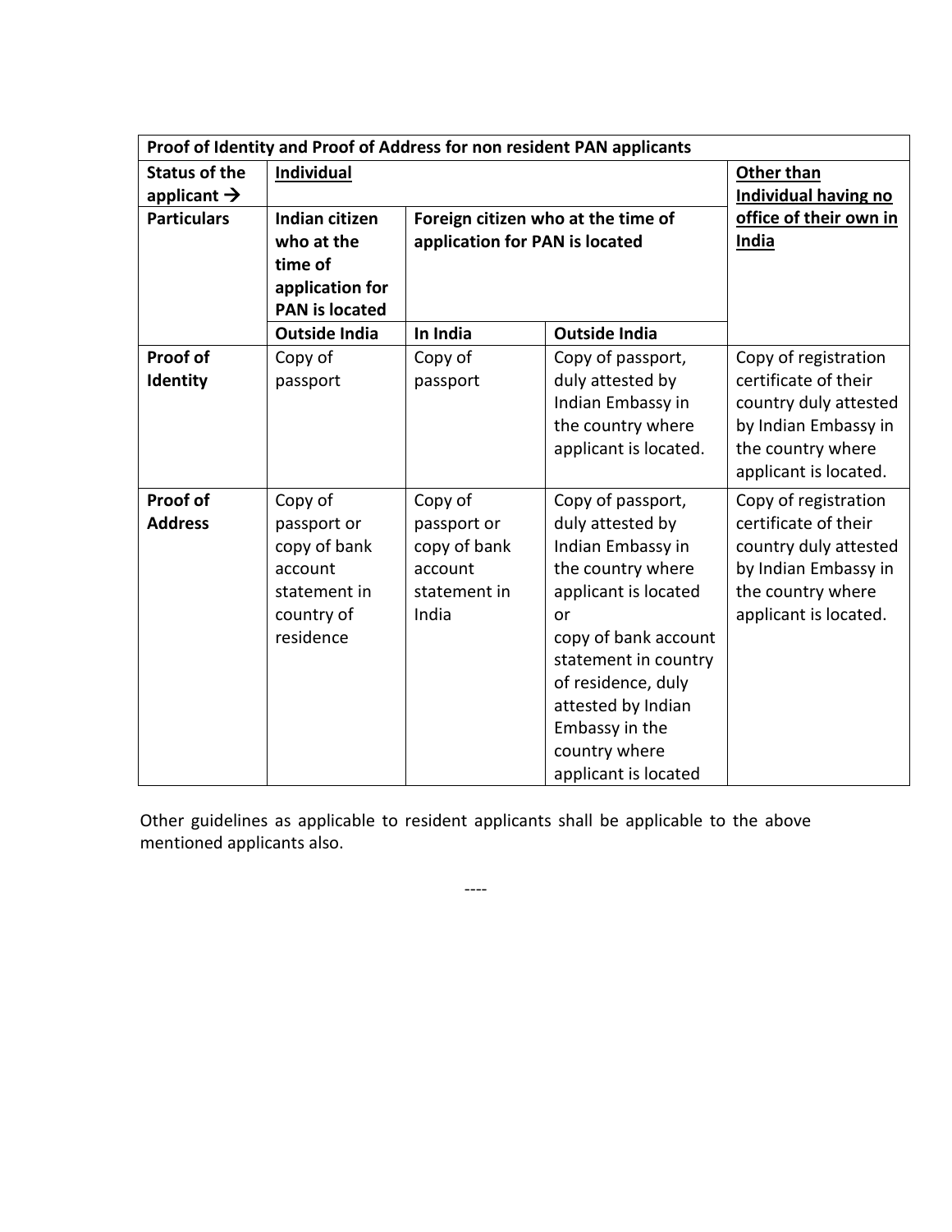| Proof of Identity and Proof of Address for non resident PAN applicants | | | | |
|---|---|---|---|---|
| **Status of the applicant →** | **Individual** | | | **Other than Individual having no office of their own in India** |
| **Particulars** | **Indian citizen who at the time of application for PAN is located** | **Foreign citizen who at the time of application for PAN is located** | | |
| | **Outside India** | **In India** | **Outside India** | |
| **Proof of Identity** | Copy of passport | Copy of passport | Copy of passport, duly attested by Indian Embassy in the country where applicant is located. | Copy of registration certificate of their country duly attested by Indian Embassy in the country where applicant is located. |
| **Proof of Address** | Copy of passport or copy of bank account statement in country of residence | Copy of passport or copy of bank account statement in India | Copy of passport, duly attested by Indian Embassy in the country where applicant is located or copy of bank account statement in country of residence, duly attested by Indian Embassy in the country where applicant is located | Copy of registration certificate of their country duly attested by Indian Embassy in the country where applicant is located. |

Other guidelines as applicable to resident applicants shall be applicable to the above mentioned applicants also.

----